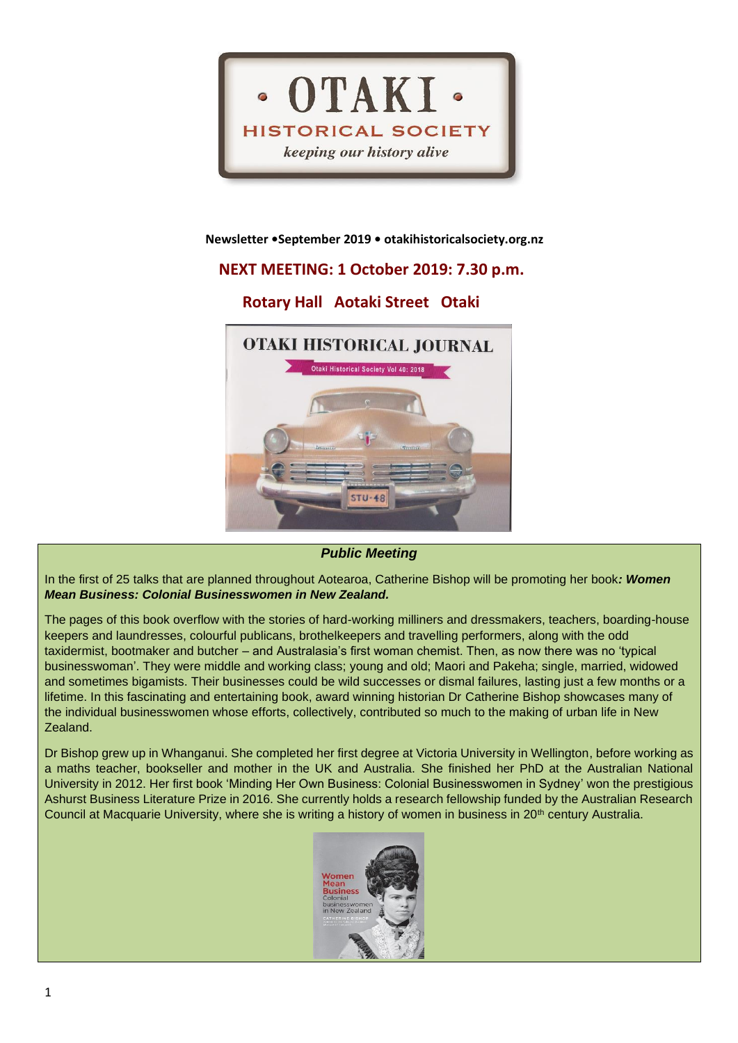# OTAKI HISTORICAL SOCIETY

*keeping our history alive*

**Newsletter •September 2019 • otakihistoricalsociety.org.nz**

## NEXT MEETING: 1 October 2019: 7.30 p.m.

## Rotary Hall Aotaki Street Otaki

### *Public Meeting*

In the first of 25 talks that are planned throughout Aotearoa, Catherine Bishop will be promoting her book***: Women Mean Business: Colonial Businesswomen in New Zealand.***

The pages of this book overflow with the stories of hard-working milliners and dressmakers, teachers, boarding-house keepers and laundresses, colourful publicans, brothelkeepers and travelling performers, along with the odd taxidermist, bootmaker and butcher – and Australasia's first woman chemist. Then, as now there was no 'typical businesswoman'. They were middle and working class; young and old; Maori and Pakeha; single, married, widowed and sometimes bigamists. Their businesses could be wild successes or dismal failures, lasting just a few months or a lifetime. In this fascinating and entertaining book, award winning historian Dr Catherine Bishop showcases many of the individual businesswomen whose efforts, collectively, contributed so much to the making of urban life in New Zealand.

Dr Bishop grew up in Whanganui. She completed her first degree at Victoria University in Wellington, before working as a maths teacher, bookseller and mother in the UK and Australia. She finished her PhD at the Australian National University in 2012. Her first book 'Minding Her Own Business: Colonial Businesswomen in Sydney' won the prestigious Ashurst Business Literature Prize in 2016. She currently holds a research fellowship funded by the Australian Research Council at Macquarie University, where she is writing a history of women in business in 20th century Australia.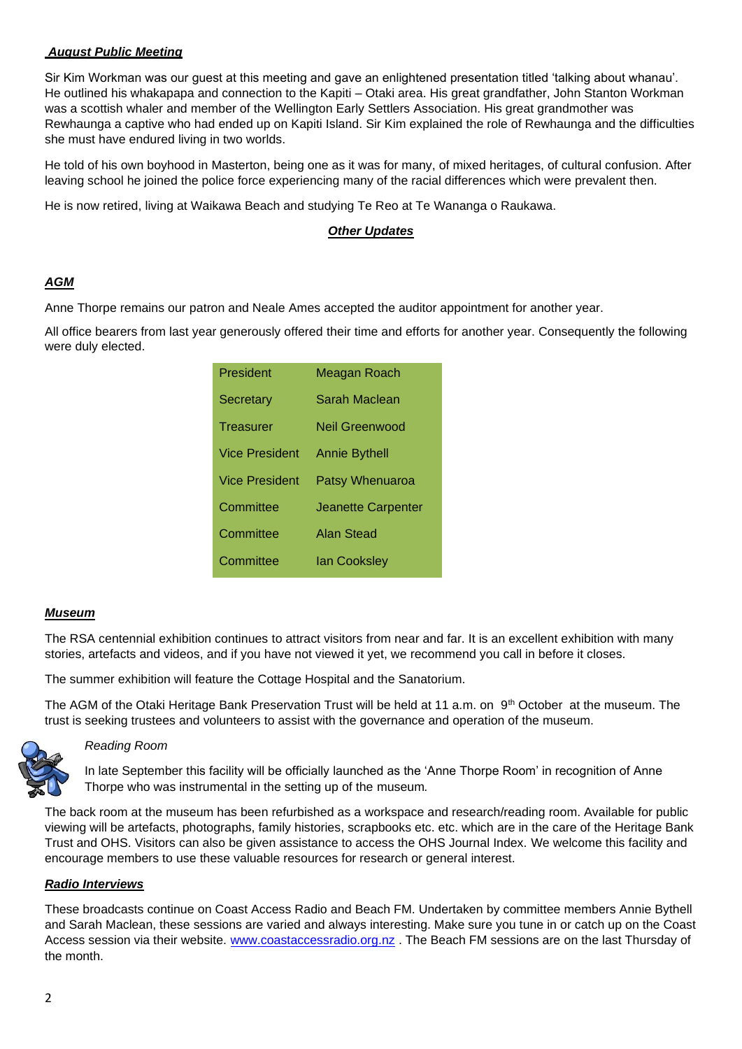***August Public Meeting***

Sir Kim Workman was our guest at this meeting and gave an enlightened presentation titled 'talking about whanau'. He outlined his whakapapa and connection to the Kapiti – Otaki area. His great grandfather, John Stanton Workman was a scottish whaler and member of the Wellington Early Settlers Association. His great grandmother was Rewhaunga a captive who had ended up on Kapiti Island. Sir Kim explained the role of Rewhaunga and the difficulties she must have endured living in two worlds.

He told of his own boyhood in Masterton, being one as it was for many, of mixed heritages, of cultural confusion. After leaving school he joined the police force experiencing many of the racial differences which were prevalent then.

He is now retired, living at Waikawa Beach and studying Te Reo at Te Wananga o Raukawa.

***Other Updates***

***AGM***

Anne Thorpe remains our patron and Neale Ames accepted the auditor appointment for another year.

All office bearers from last year generously offered their time and efforts for another year. Consequently the following were duly elected.

| | |
|---|---|
| President | Meagan Roach |
| Secretary | Sarah Maclean |
| Treasurer | Neil Greenwood |
| Vice President | Annie Bythell |
| Vice President | Patsy Whenuaroa |
| Committee | Jeanette Carpenter |
| Committee | Alan Stead |
| Committee | Ian Cooksley |

***Museum***

The RSA centennial exhibition continues to attract visitors from near and far. It is an excellent exhibition with many stories, artefacts and videos, and if you have not viewed it yet, we recommend you call in before it closes.

The summer exhibition will feature the Cottage Hospital and the Sanatorium.

The AGM of the Otaki Heritage Bank Preservation Trust will be held at 11 a.m. on 9th October at the museum. The trust is seeking trustees and volunteers to assist with the governance and operation of the museum.

*Reading Room*

In late September this facility will be officially launched as the 'Anne Thorpe Room' in recognition of Anne Thorpe who was instrumental in the setting up of the museum.

The back room at the museum has been refurbished as a workspace and research/reading room. Available for public viewing will be artefacts, photographs, family histories, scrapbooks etc. etc. which are in the care of the Heritage Bank Trust and OHS. Visitors can also be given assistance to access the OHS Journal Index. We welcome this facility and encourage members to use these valuable resources for research or general interest.

***Radio Interviews***

These broadcasts continue on Coast Access Radio and Beach FM. Undertaken by committee members Annie Bythell and Sarah Maclean, these sessions are varied and always interesting. Make sure you tune in or catch up on the Coast Access session via their website. [www.coastaccessradio.org.nz](http://www.coastaccessradio.org.nz) . The Beach FM sessions are on the last Thursday of the month.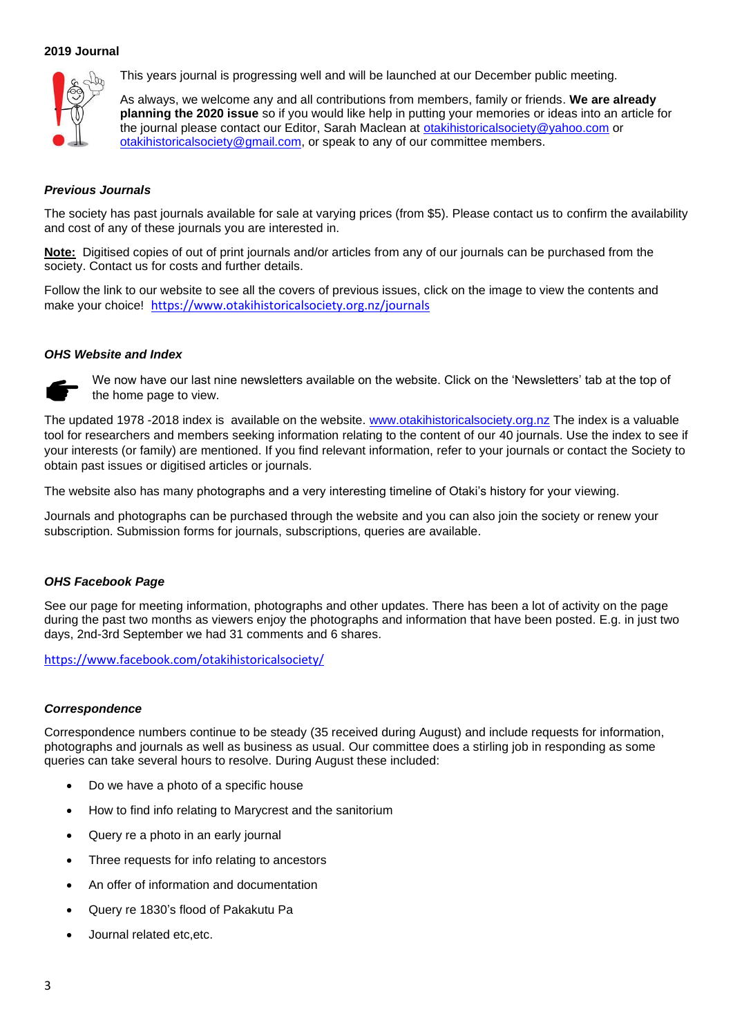**2019 Journal**

This years journal is progressing well and will be launched at our December public meeting.

As always, we welcome any and all contributions from members, family or friends. **We are already planning the 2020 issue** so if you would like help in putting your memories or ideas into an article for the journal please contact our Editor, Sarah Maclean at otakihistoricalsociety@yahoo.com or otakihistoricalsociety@gmail.com, or speak to any of our committee members.

***Previous Journals***

The society has past journals available for sale at varying prices (from $5). Please contact us to confirm the availability and cost of any of these journals you are interested in.

**Note:** Digitised copies of out of print journals and/or articles from any of our journals can be purchased from the society. Contact us for costs and further details.

Follow the link to our website to see all the covers of previous issues, click on the image to view the contents and make your choice! https://www.otakihistoricalsociety.org.nz/journals

***OHS Website and Index***

We now have our last nine newsletters available on the website. Click on the 'Newsletters' tab at the top of the home page to view.

The updated 1978 -2018 index is available on the website. www.otakihistoricalsociety.org.nz The index is a valuable tool for researchers and members seeking information relating to the content of our 40 journals. Use the index to see if your interests (or family) are mentioned. If you find relevant information, refer to your journals or contact the Society to obtain past issues or digitised articles or journals.

The website also has many photographs and a very interesting timeline of Otaki's history for your viewing.

Journals and photographs can be purchased through the website and you can also join the society or renew your subscription. Submission forms for journals, subscriptions, queries are available.

***OHS Facebook Page***

See our page for meeting information, photographs and other updates. There has been a lot of activity on the page during the past two months as viewers enjoy the photographs and information that have been posted. E.g. in just two days, 2nd-3rd September we had 31 comments and 6 shares.

https://www.facebook.com/otakihistoricalsociety/

***Correspondence***

Correspondence numbers continue to be steady (35 received during August) and include requests for information, photographs and journals as well as business as usual. Our committee does a stirling job in responding as some queries can take several hours to resolve. During August these included:

- Do we have a photo of a specific house
- How to find info relating to Marycrest and the sanitorium
- Query re a photo in an early journal
- Three requests for info relating to ancestors
- An offer of information and documentation
- Query re 1830's flood of Pakakutu Pa
- Journal related etc,etc.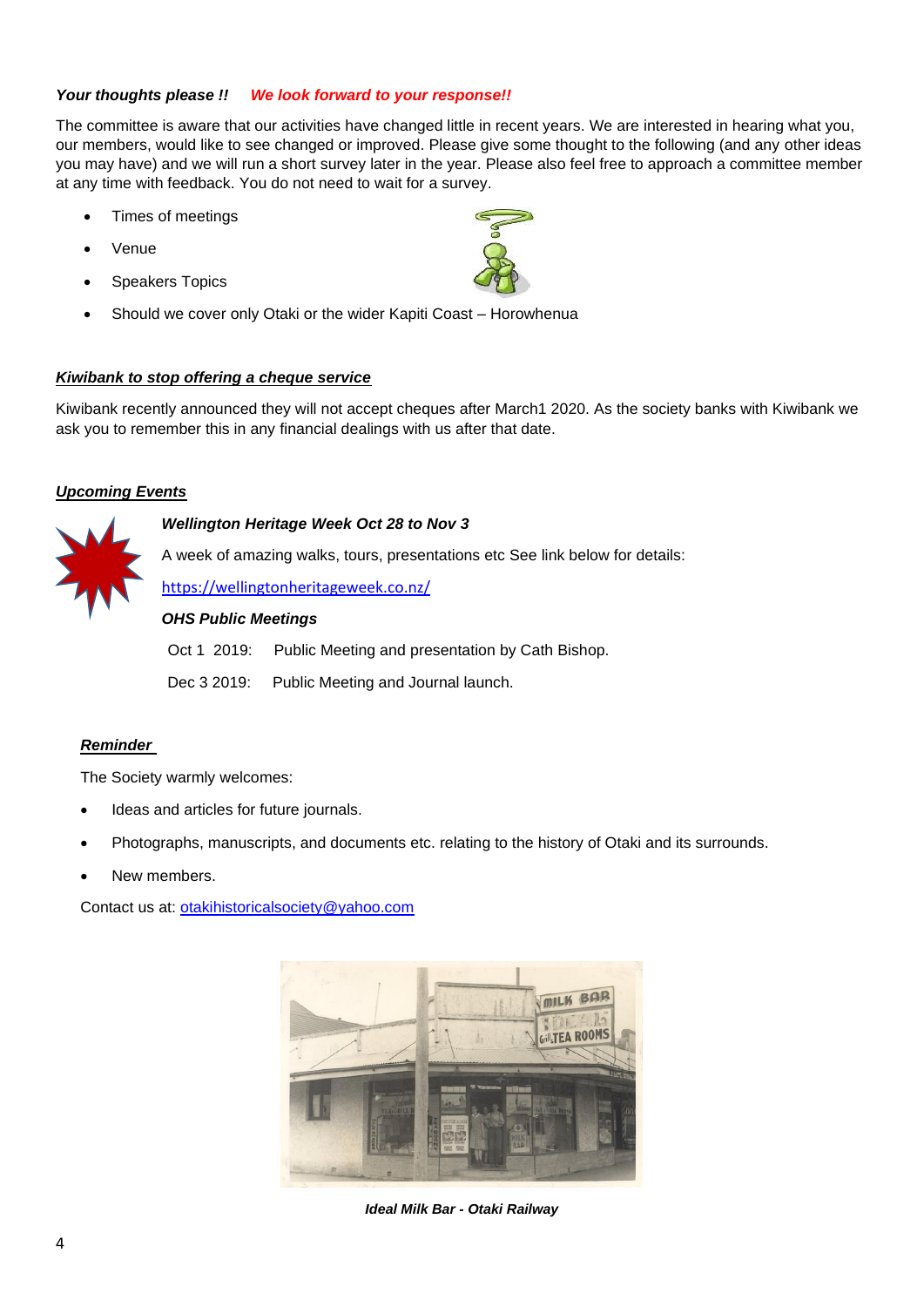***Your thoughts please !!*** ***We look forward to your response!!***

The committee is aware that our activities have changed little in recent years. We are interested in hearing what you, our members, would like to see changed or improved. Please give some thought to the following (and any other ideas you may have) and we will run a short survey later in the year. Please also feel free to approach a committee member at any time with feedback. You do not need to wait for a survey.

- Times of meetings
- Venue
- Speakers Topics
- Should we cover only Otaki or the wider Kapiti Coast – Horowhenua

***Kiwibank to stop offering a cheque service***

Kiwibank recently announced they will not accept cheques after March1 2020. As the society banks with Kiwibank we ask you to remember this in any financial dealings with us after that date.

***Upcoming Events***

***Wellington Heritage Week Oct 28 to Nov 3***

A week of amazing walks, tours, presentations etc See link below for details:

https://wellingtonheritageweek.co.nz/

***OHS Public Meetings***

Oct 1 2019: Public Meeting and presentation by Cath Bishop.

Dec 3 2019: Public Meeting and Journal launch.

***Reminder***

The Society warmly welcomes:

- Ideas and articles for future journals.
- Photographs, manuscripts, and documents etc. relating to the history of Otaki and its surrounds.
- New members.

Contact us at: otakihistoricalsociety@yahoo.com

***Ideal Milk Bar - Otaki Railway***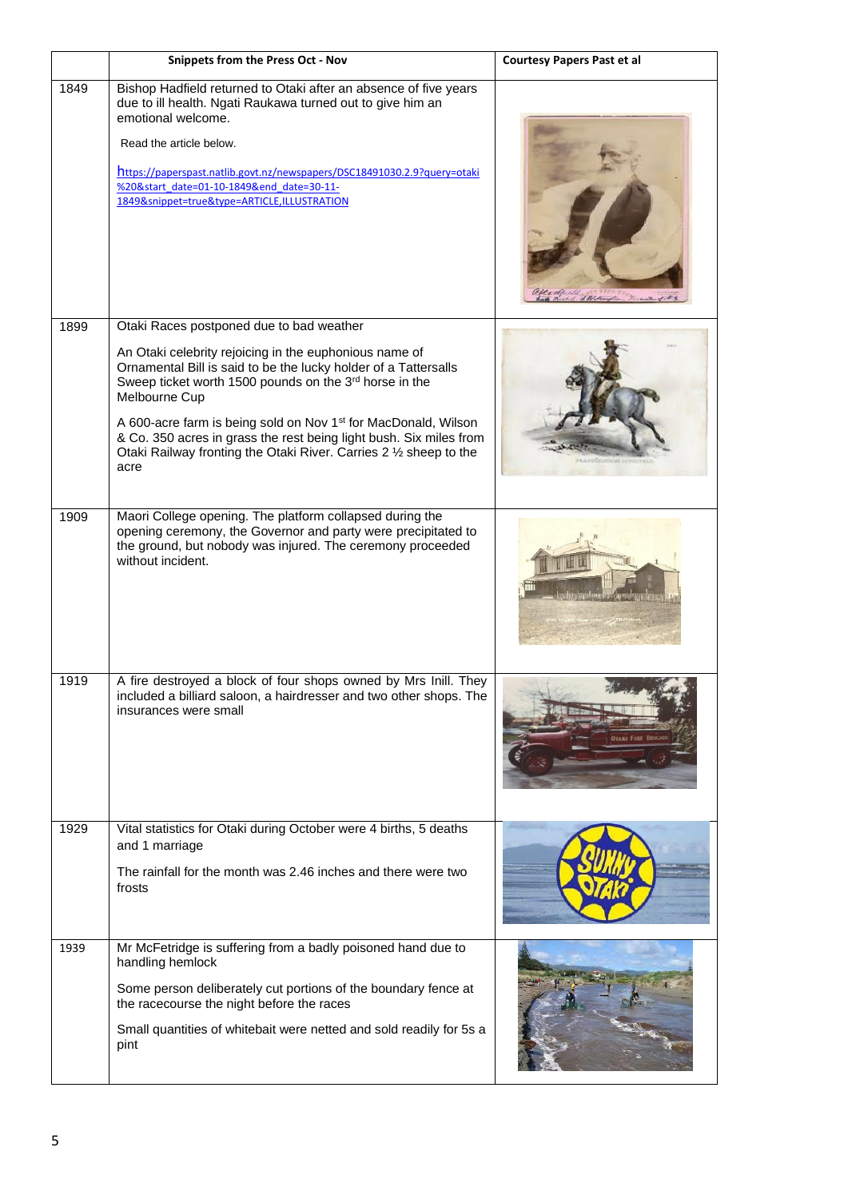| | Snippets from the Press Oct - Nov | Courtesy Papers Past et al |
|---|---|---|
| 1849 | Bishop Hadfield returned to Otaki after an absence of five years due to ill health. Ngati Raukawa turned out to give him an emotional welcome.<br><br>Read the article below.<br><br>https://paperspast.natlib.govt.nz/newspapers/DSC18491030.2.9?query=otaki%20&start_date=01-10-1849&end_date=30-11-1849&snippet=true&type=ARTICLE,ILLUSTRATION | |
| 1899 | Otaki Races postponed due to bad weather<br><br>An Otaki celebrity rejoicing in the euphonious name of Ornamental Bill is said to be the lucky holder of a Tattersalls Sweep ticket worth 1500 pounds on the 3rd horse in the Melbourne Cup<br><br>A 600-acre farm is being sold on Nov 1st for MacDonald, Wilson & Co. 350 acres in grass the rest being light bush. Six miles from Otaki Railway fronting the Otaki River. Carries 2 ½ sheep to the acre | |
| 1909 | Maori College opening. The platform collapsed during the opening ceremony, the Governor and party were precipitated to the ground, but nobody was injured. The ceremony proceeded without incident. | |
| 1919 | A fire destroyed a block of four shops owned by Mrs Inill. They included a billiard saloon, a hairdresser and two other shops. The insurances were small | |
| 1929 | Vital statistics for Otaki during October were 4 births, 5 deaths and 1 marriage<br><br>The rainfall for the month was 2.46 inches and there were two frosts | |
| 1939 | Mr McFetridge is suffering from a badly poisoned hand due to handling hemlock<br><br>Some person deliberately cut portions of the boundary fence at the racecourse the night before the races<br><br>Small quantities of whitebait were netted and sold readily for 5s a pint | |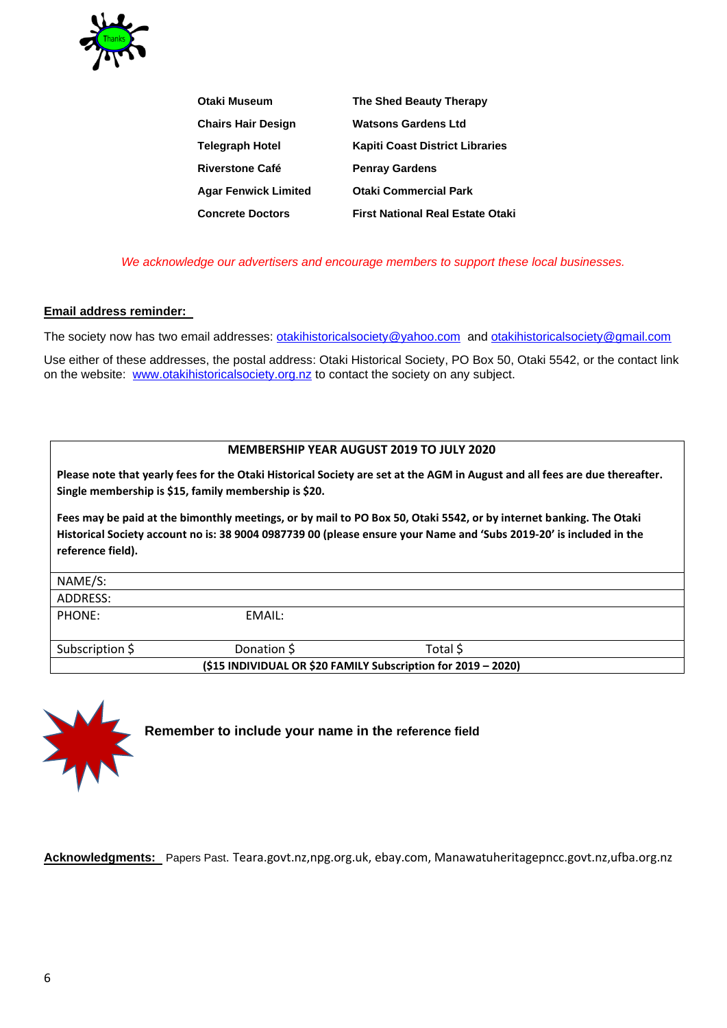Thanks

| | |
|---|---|
| **Otaki Museum** | **The Shed Beauty Therapy** |
| **Chairs Hair Design** | **Watsons Gardens Ltd** |
| **Telegraph Hotel** | **Kapiti Coast District Libraries** |
| **Riverstone Café** | **Penray Gardens** |
| **Agar Fenwick Limited** | **Otaki Commercial Park** |
| **Concrete Doctors** | **First National Real Estate Otaki** |

*We acknowledge our advertisers and encourage members to support these local businesses.*

**Email address reminder:**

The society now has two email addresses: otakihistoricalsociety@yahoo.com and otakihistoricalsociety@gmail.com

Use either of these addresses, the postal address: Otaki Historical Society, PO Box 50, Otaki 5542, or the contact link on the website: www.otakihistoricalsociety.org.nz to contact the society on any subject.

**MEMBERSHIP YEAR AUGUST 2019 TO JULY 2020**

**Please note that yearly fees for the Otaki Historical Society are set at the AGM in August and all fees are due thereafter. Single membership is $15, family membership is $20.**

**Fees may be paid at the bimonthly meetings, or by mail to PO Box 50, Otaki 5542, or by internet banking. The Otaki Historical Society account no is: 38 9004 0987739 00 (please ensure your Name and 'Subs 2019-20' is included in the reference field).**

| | | |
|---|---|---|
| NAME/S: | | |
| ADDRESS: | | |
| PHONE: | EMAIL: | |
| Subscription $ | Donation $ | Total $ |
| **($15 INDIVIDUAL OR $20 FAMILY Subscription for 2019 – 2020)** | | |

**Remember to include your name in the reference field**

**Acknowledgments:** Papers Past. Teara.govt.nz,npg.org.uk, ebay.com, Manawatuheritagepncc.govt.nz,ufba.org.nz